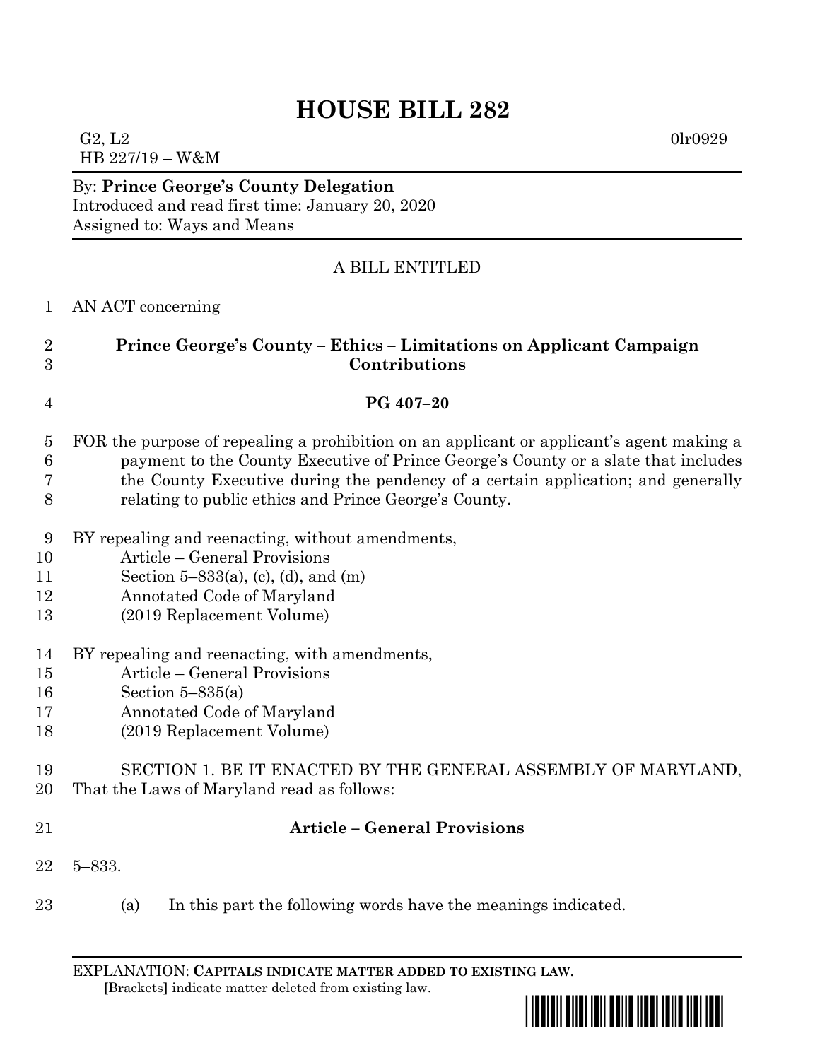# HOUSE BILL 282

G2, L2 0lr0929
HB 227/19 – W&M

By: **Prince George's County Delegation**
Introduced and read first time: January 20, 2020
Assigned to: Ways and Means

A BILL ENTITLED

1 AN ACT concerning

2 **Prince George's County – Ethics – Limitations on Applicant Campaign**
3 **Contributions**

4 **PG 407–20**

5 FOR the purpose of repealing a prohibition on an applicant or applicant's agent making a
6 payment to the County Executive of Prince George's County or a slate that includes
7 the County Executive during the pendency of a certain application; and generally
8 relating to public ethics and Prince George's County.

9 BY repealing and reenacting, without amendments,
10 Article – General Provisions
11 Section 5–833(a), (c), (d), and (m)
12 Annotated Code of Maryland
13 (2019 Replacement Volume)

14 BY repealing and reenacting, with amendments,
15 Article – General Provisions
16 Section 5–835(a)
17 Annotated Code of Maryland
18 (2019 Replacement Volume)

19 SECTION 1. BE IT ENACTED BY THE GENERAL ASSEMBLY OF MARYLAND,
20 That the Laws of Maryland read as follows:

21 **Article – General Provisions**

22 5–833.

23 (a) In this part the following words have the meanings indicated.

EXPLANATION: **CAPITALS INDICATE MATTER ADDED TO EXISTING LAW.**
[Brackets] indicate matter deleted from existing law.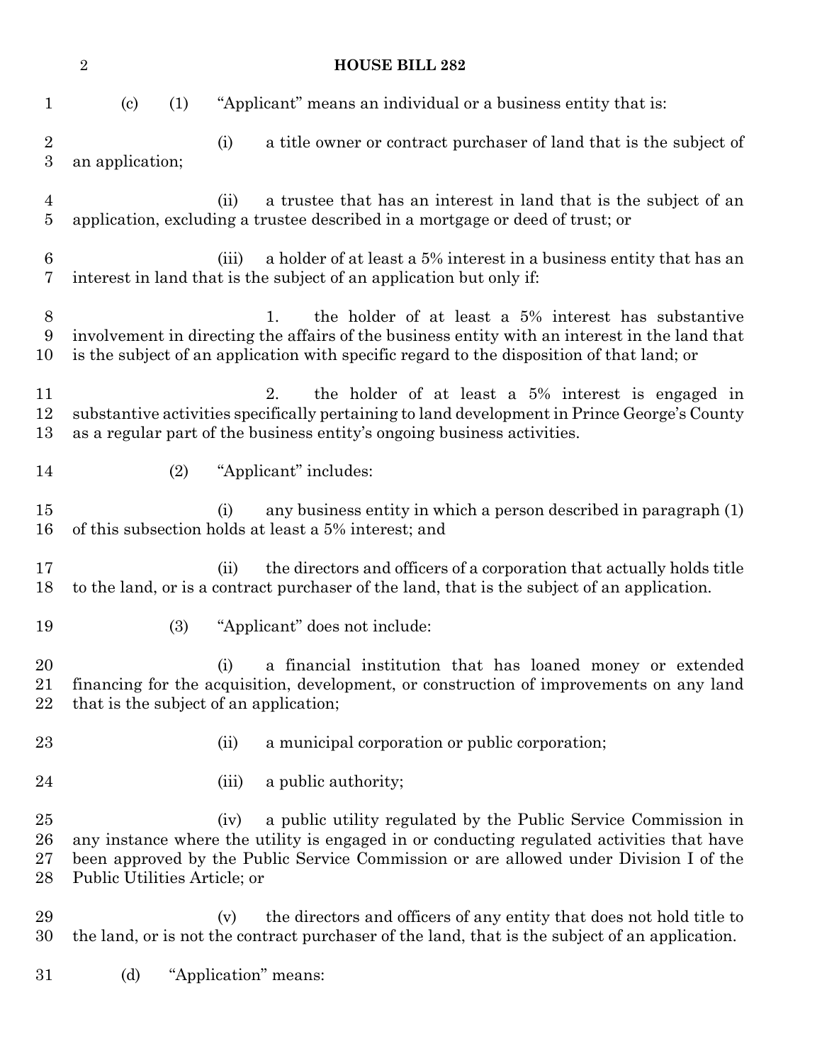(c) (1) "Applicant" means an individual or a business entity that is:

(i) a title owner or contract purchaser of land that is the subject of an application;

(ii) a trustee that has an interest in land that is the subject of an application, excluding a trustee described in a mortgage or deed of trust; or

(iii) a holder of at least a 5% interest in a business entity that has an interest in land that is the subject of an application but only if:

1. the holder of at least a 5% interest has substantive involvement in directing the affairs of the business entity with an interest in the land that is the subject of an application with specific regard to the disposition of that land; or

2. the holder of at least a 5% interest is engaged in substantive activities specifically pertaining to land development in Prince George's County as a regular part of the business entity's ongoing business activities.

(2) "Applicant" includes:

(i) any business entity in which a person described in paragraph (1) of this subsection holds at least a 5% interest; and

(ii) the directors and officers of a corporation that actually holds title to the land, or is a contract purchaser of the land, that is the subject of an application.

(3) "Applicant" does not include:

(i) a financial institution that has loaned money or extended financing for the acquisition, development, or construction of improvements on any land that is the subject of an application;

(ii) a municipal corporation or public corporation;

(iii) a public authority;

(iv) a public utility regulated by the Public Service Commission in any instance where the utility is engaged in or conducting regulated activities that have been approved by the Public Service Commission or are allowed under Division I of the Public Utilities Article; or

(v) the directors and officers of any entity that does not hold title to the land, or is not the contract purchaser of the land, that is the subject of an application.

(d) "Application" means: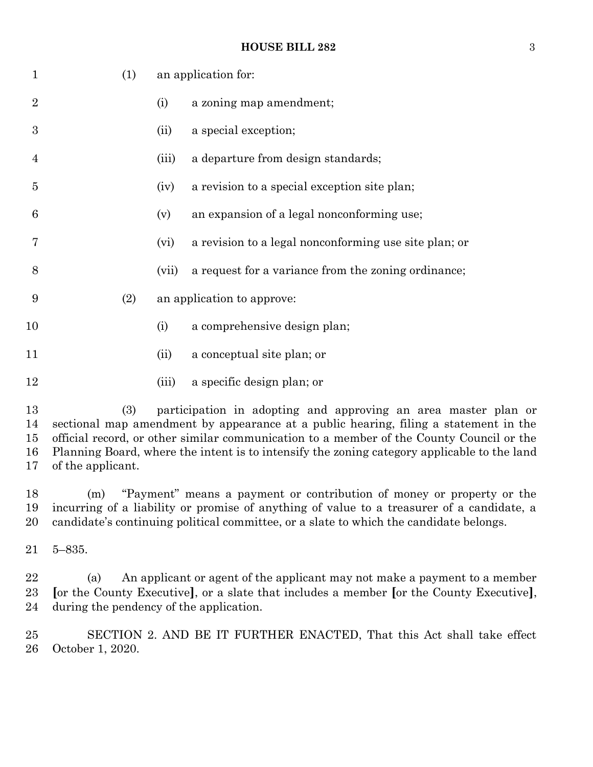(1) an application for:

(i) a zoning map amendment;

(ii) a special exception;

(iii) a departure from design standards;

(iv) a revision to a special exception site plan;

(v) an expansion of a legal nonconforming use;

(vi) a revision to a legal nonconforming use site plan; or

(vii) a request for a variance from the zoning ordinance;

(2) an application to approve:

(i) a comprehensive design plan;

(ii) a conceptual site plan; or

(iii) a specific design plan; or

(3) participation in adopting and approving an area master plan or sectional map amendment by appearance at a public hearing, filing a statement in the official record, or other similar communication to a member of the County Council or the Planning Board, where the intent is to intensify the zoning category applicable to the land of the applicant.

(m) "Payment" means a payment or contribution of money or property or the incurring of a liability or promise of anything of value to a treasurer of a candidate, a candidate's continuing political committee, or a slate to which the candidate belongs.

5–835.

(a) An applicant or agent of the applicant may not make a payment to a member **[**or the County Executive**]**, or a slate that includes a member **[**or the County Executive**]**, during the pendency of the application.

SECTION 2. AND BE IT FURTHER ENACTED, That this Act shall take effect October 1, 2020.